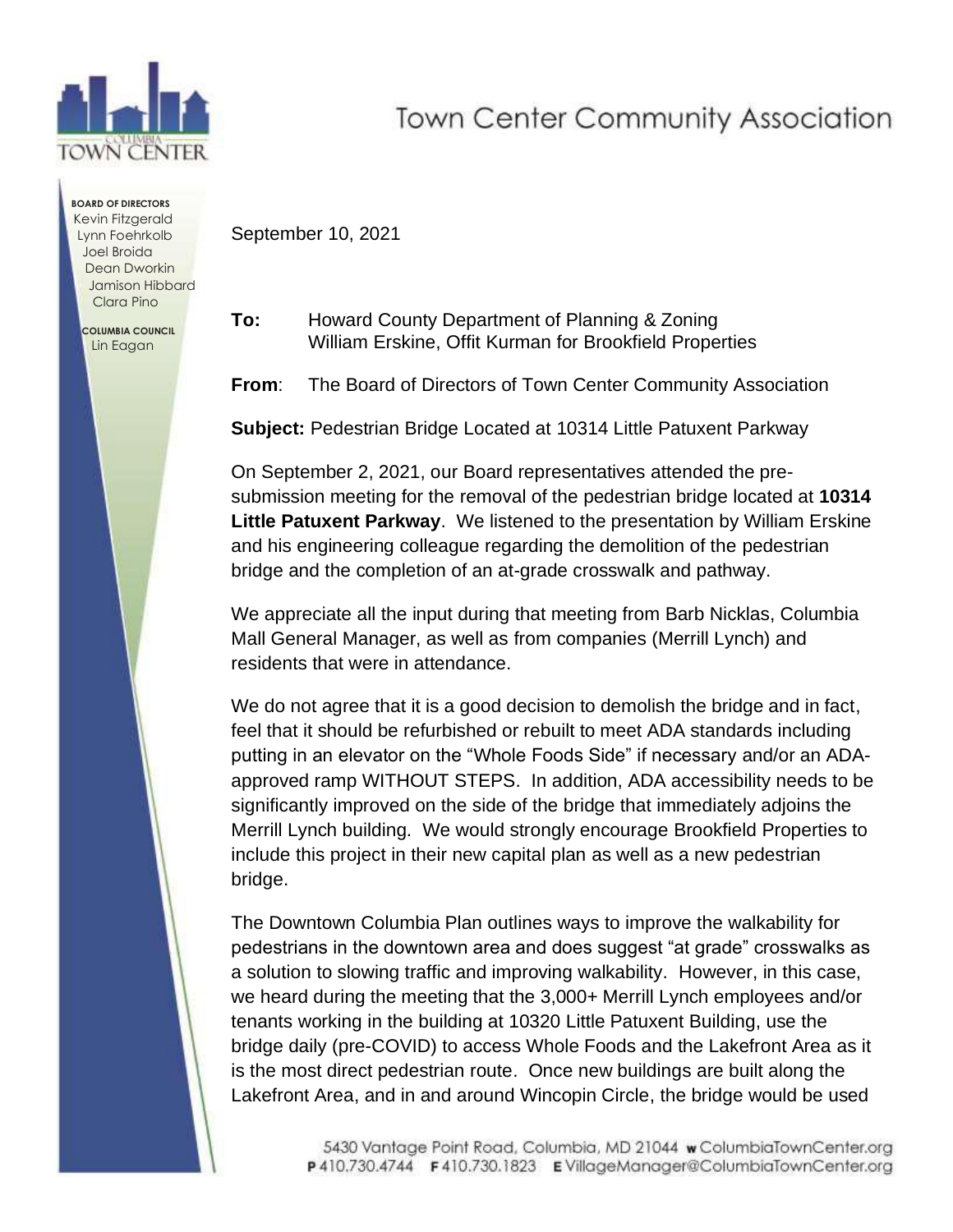# Town Center Community Association

**BOARD OF DIRECTORS**
Kevin Fitzgerald
Lynn Foehrkolb
Joel Broida
Dean Dworkin
Jamison Hibbard
Clara Pino

**COLUMBIA COUNCIL**
Lin Eagan

September 10, 2021

**To:** Howard County Department of Planning & Zoning
William Erskine, Offit Kurman for Brookfield Properties

**From**: The Board of Directors of Town Center Community Association

**Subject:** Pedestrian Bridge Located at 10314 Little Patuxent Parkway

On September 2, 2021, our Board representatives attended the pre-submission meeting for the removal of the pedestrian bridge located at **10314 Little Patuxent Parkway**. We listened to the presentation by William Erskine and his engineering colleague regarding the demolition of the pedestrian bridge and the completion of an at-grade crosswalk and pathway.

We appreciate all the input during that meeting from Barb Nicklas, Columbia Mall General Manager, as well as from companies (Merrill Lynch) and residents that were in attendance.

We do not agree that it is a good decision to demolish the bridge and in fact, feel that it should be refurbished or rebuilt to meet ADA standards including putting in an elevator on the "Whole Foods Side" if necessary and/or an ADA-approved ramp WITHOUT STEPS. In addition, ADA accessibility needs to be significantly improved on the side of the bridge that immediately adjoins the Merrill Lynch building. We would strongly encourage Brookfield Properties to include this project in their new capital plan as well as a new pedestrian bridge.

The Downtown Columbia Plan outlines ways to improve the walkability for pedestrians in the downtown area and does suggest "at grade" crosswalks as a solution to slowing traffic and improving walkability. However, in this case, we heard during the meeting that the 3,000+ Merrill Lynch employees and/or tenants working in the building at 10320 Little Patuxent Building, use the bridge daily (pre-COVID) to access Whole Foods and the Lakefront Area as it is the most direct pedestrian route. Once new buildings are built along the Lakefront Area, and in and around Wincopin Circle, the bridge would be used

5430 Vantage Point Road, Columbia, MD 21044 **w** ColumbiaTownCenter.org
**P** 410.730.4744 **F** 410.730.1823 **E** VillageManager@ColumbiaTownCenter.org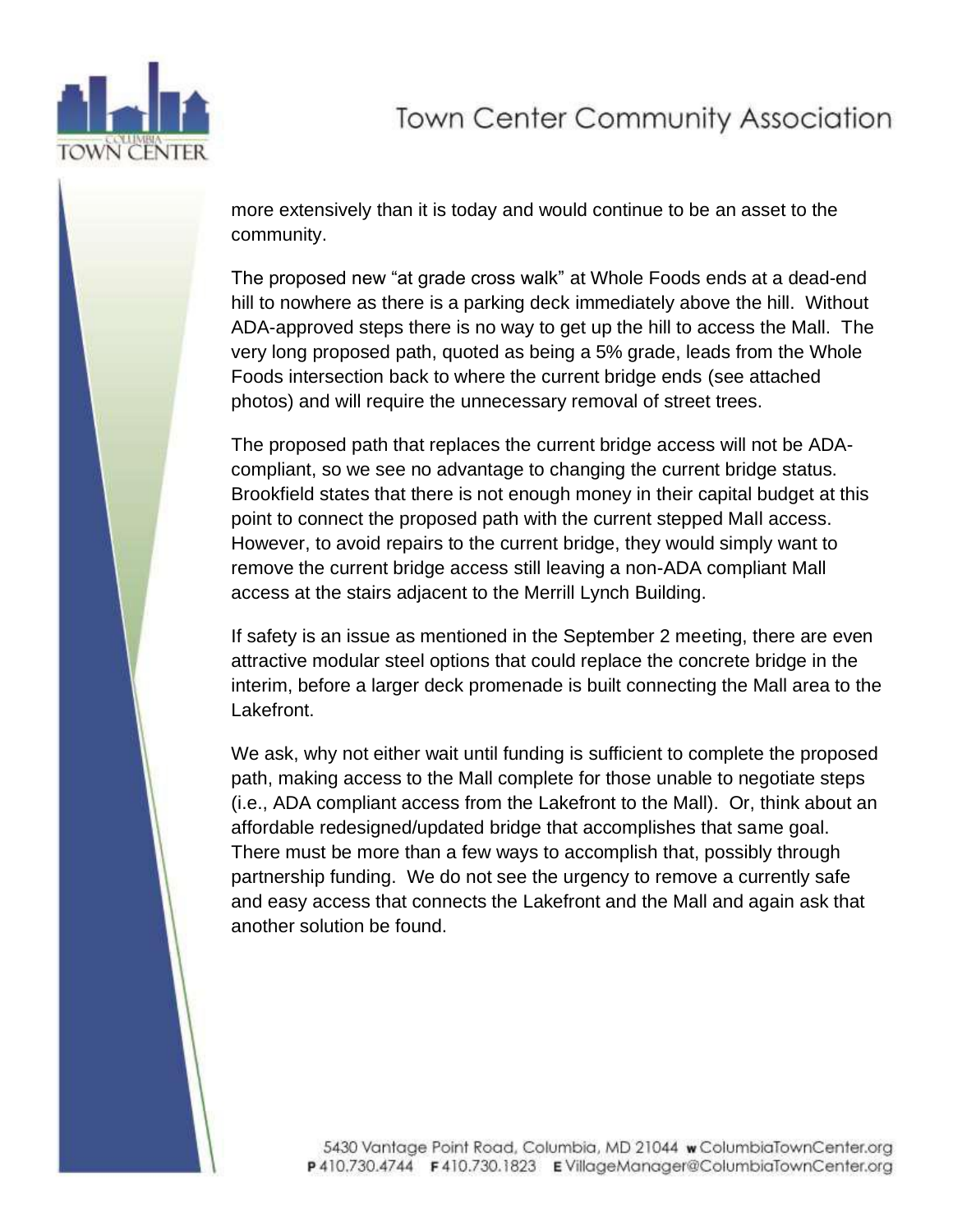more extensively than it is today and would continue to be an asset to the community.

The proposed new "at grade cross walk" at Whole Foods ends at a dead-end hill to nowhere as there is a parking deck immediately above the hill. Without ADA-approved steps there is no way to get up the hill to access the Mall. The very long proposed path, quoted as being a 5% grade, leads from the Whole Foods intersection back to where the current bridge ends (see attached photos) and will require the unnecessary removal of street trees.

The proposed path that replaces the current bridge access will not be ADA-compliant, so we see no advantage to changing the current bridge status. Brookfield states that there is not enough money in their capital budget at this point to connect the proposed path with the current stepped Mall access. However, to avoid repairs to the current bridge, they would simply want to remove the current bridge access still leaving a non-ADA compliant Mall access at the stairs adjacent to the Merrill Lynch Building.

If safety is an issue as mentioned in the September 2 meeting, there are even attractive modular steel options that could replace the concrete bridge in the interim, before a larger deck promenade is built connecting the Mall area to the Lakefront.

We ask, why not either wait until funding is sufficient to complete the proposed path, making access to the Mall complete for those unable to negotiate steps (i.e., ADA compliant access from the Lakefront to the Mall). Or, think about an affordable redesigned/updated bridge that accomplishes that same goal. There must be more than a few ways to accomplish that, possibly through partnership funding. We do not see the urgency to remove a currently safe and easy access that connects the Lakefront and the Mall and again ask that another solution be found.